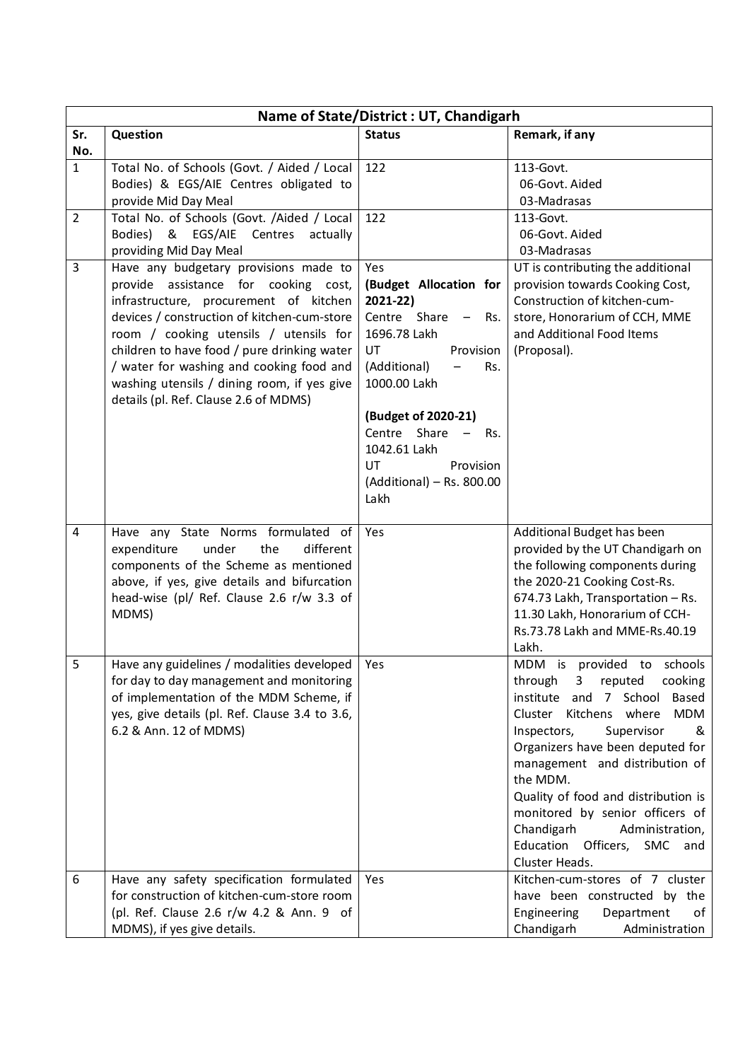| Name of State/District : UT, Chandigarh | | | |
|---|---|---|---|
| **Sr. No.** | **Question** | **Status** | **Remark, if any** |
| 1 | Total No. of Schools (Govt. / Aided / Local Bodies) & EGS/AIE Centres obligated to provide Mid Day Meal | 122 | 113-Govt.<br>06-Govt. Aided<br>03-Madrasas |
| 2 | Total No. of Schools (Govt. /Aided / Local Bodies) & EGS/AIE Centres actually providing Mid Day Meal | 122 | 113-Govt.<br>06-Govt. Aided<br>03-Madrasas |
| 3 | Have any budgetary provisions made to provide assistance for cooking cost, infrastructure, procurement of kitchen devices / construction of kitchen-cum-store room / cooking utensils / utensils for children to have food / pure drinking water / water for washing and cooking food and washing utensils / dining room, if yes give details (pl. Ref. Clause 2.6 of MDMS) | Yes<br>**(Budget Allocation for 2021-22)**<br>Centre Share – Rs. 1696.78 Lakh<br>UT Provision (Additional) – Rs. 1000.00 Lakh<br><br>**(Budget of 2020-21)**<br>Centre Share – Rs. 1042.61 Lakh<br>UT Provision (Additional) – Rs. 800.00 Lakh | UT is contributing the additional provision towards Cooking Cost, Construction of kitchen-cum-store, Honorarium of CCH, MME and Additional Food Items (Proposal). |
| 4 | Have any State Norms formulated of expenditure under the different components of the Scheme as mentioned above, if yes, give details and bifurcation head-wise (pl/ Ref. Clause 2.6 r/w 3.3 of MDMS) | Yes | Additional Budget has been provided by the UT Chandigarh on the following components during the 2020-21 Cooking Cost-Rs. 674.73 Lakh, Transportation – Rs. 11.30 Lakh, Honorarium of CCH-Rs.73.78 Lakh and MME-Rs.40.19 Lakh. |
| 5 | Have any guidelines / modalities developed for day to day management and monitoring of implementation of the MDM Scheme, if yes, give details (pl. Ref. Clause 3.4 to 3.6, 6.2 & Ann. 12 of MDMS) | Yes | MDM is provided to schools through 3 reputed cooking institute and 7 School Based Cluster Kitchens where MDM Inspectors, Supervisor & Organizers have been deputed for management and distribution of the MDM.<br>Quality of food and distribution is monitored by senior officers of Chandigarh Administration, Education Officers, SMC and Cluster Heads. |
| 6 | Have any safety specification formulated for construction of kitchen-cum-store room (pl. Ref. Clause 2.6 r/w 4.2 & Ann. 9 of MDMS), if yes give details. | Yes | Kitchen-cum-stores of 7 cluster have been constructed by the Engineering Department of Chandigarh Administration |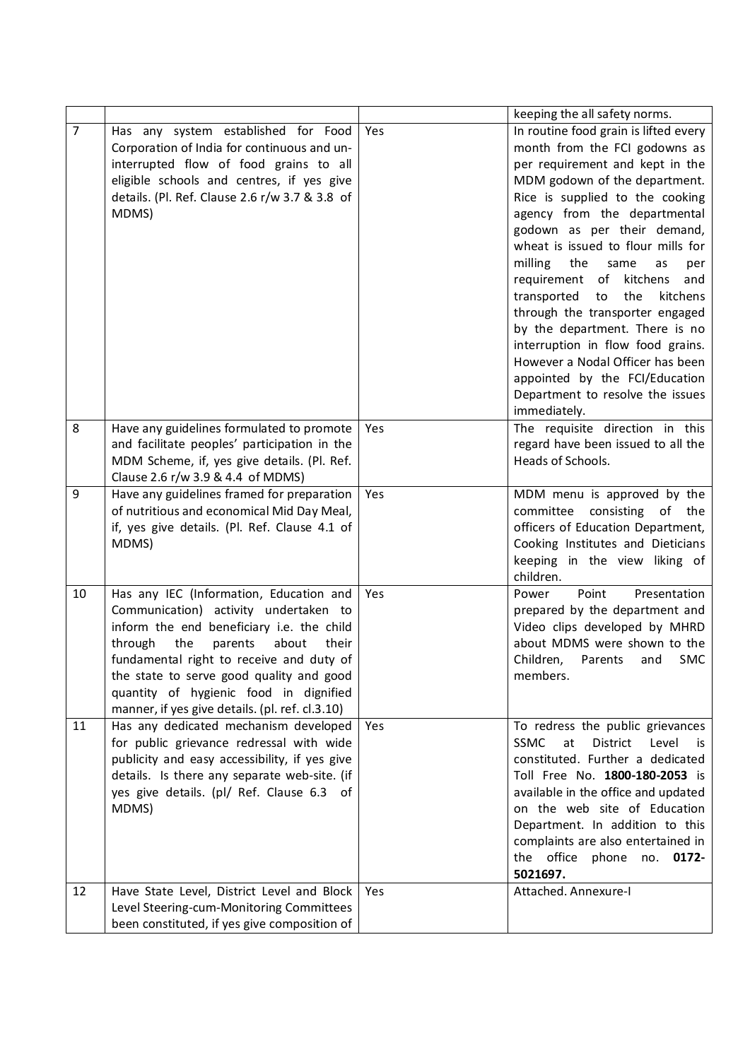| | | | |
|---|---|---|---|
| | | | keeping the all safety norms. |
| 7 | Has any system established for Food Corporation of India for continuous and un-interrupted flow of food grains to all eligible schools and centres, if yes give details. (Pl. Ref. Clause 2.6 r/w 3.7 & 3.8 of MDMS) | Yes | In routine food grain is lifted every month from the FCI godowns as per requirement and kept in the MDM godown of the department. Rice is supplied to the cooking agency from the departmental godown as per their demand, wheat is issued to flour mills for milling the same as per requirement of kitchens and transported to the kitchens through the transporter engaged by the department. There is no interruption in flow food grains. However a Nodal Officer has been appointed by the FCI/Education Department to resolve the issues immediately. |
| 8 | Have any guidelines formulated to promote and facilitate peoples' participation in the MDM Scheme, if, yes give details. (Pl. Ref. Clause 2.6 r/w 3.9 & 4.4 of MDMS) | Yes | The requisite direction in this regard have been issued to all the Heads of Schools. |
| 9 | Have any guidelines framed for preparation of nutritious and economical Mid Day Meal, if, yes give details. (Pl. Ref. Clause 4.1 of MDMS) | Yes | MDM menu is approved by the committee consisting of the officers of Education Department, Cooking Institutes and Dieticians keeping in the view liking of children. |
| 10 | Has any IEC (Information, Education and Communication) activity undertaken to inform the end beneficiary i.e. the child through the parents about their fundamental right to receive and duty of the state to serve good quality and good quantity of hygienic food in dignified manner, if yes give details. (pl. ref. cl.3.10) | Yes | Power Point Presentation prepared by the department and Video clips developed by MHRD about MDMS were shown to the Children, Parents and SMC members. |
| 11 | Has any dedicated mechanism developed for public grievance redressal with wide publicity and easy accessibility, if yes give details. Is there any separate web-site. (if yes give details. (pl/ Ref. Clause 6.3 of MDMS) | Yes | To redress the public grievances SSMC at District Level is constituted. Further a dedicated Toll Free No. **1800-180-2053** is available in the office and updated on the web site of Education Department. In addition to this complaints are also entertained in the office phone no. **0172-5021697.** |
| 12 | Have State Level, District Level and Block Level Steering-cum-Monitoring Committees been constituted, if yes give composition of | Yes | Attached. Annexure-I |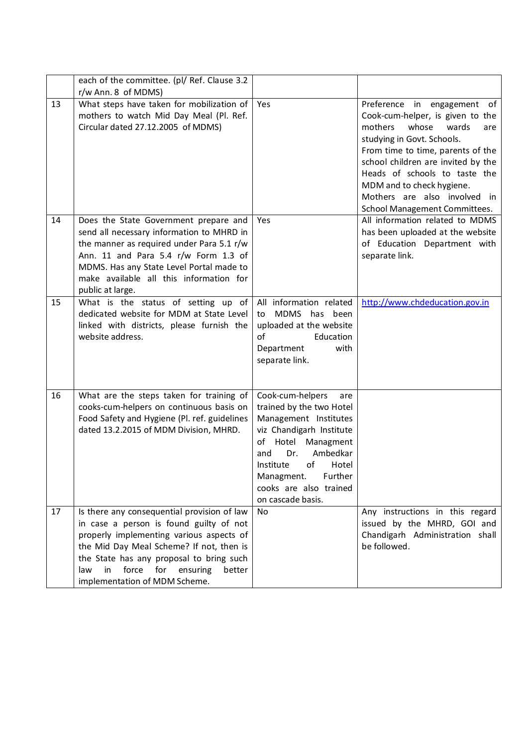| | | | |
|---|---|---|---|
| | each of the committee. (pl/ Ref. Clause 3.2 r/w Ann. 8 of MDMS) | | |
| 13 | What steps have taken for mobilization of mothers to watch Mid Day Meal (Pl. Ref. Circular dated 27.12.2005 of MDMS) | Yes | Preference in engagement of Cook-cum-helper, is given to the mothers whose wards are studying in Govt. Schools. From time to time, parents of the school children are invited by the Heads of schools to taste the MDM and to check hygiene. Mothers are also involved in School Management Committees. |
| 14 | Does the State Government prepare and send all necessary information to MHRD in the manner as required under Para 5.1 r/w Ann. 11 and Para 5.4 r/w Form 1.3 of MDMS. Has any State Level Portal made to make available all this information for public at large. | Yes | All information related to MDMS has been uploaded at the website of Education Department with separate link. |
| 15 | What is the status of setting up of dedicated website for MDM at State Level linked with districts, please furnish the website address. | All information related to MDMS has been uploaded at the website of Education Department with separate link. | http://www.chdeducation.gov.in |
| 16 | What are the steps taken for training of cooks-cum-helpers on continuous basis on Food Safety and Hygiene (Pl. ref. guidelines dated 13.2.2015 of MDM Division, MHRD. | Cook-cum-helpers are trained by the two Hotel Management Institutes viz Chandigarh Institute of Hotel Managment and Dr. Ambedkar Institute of Hotel Managment. Further cooks are also trained on cascade basis. | |
| 17 | Is there any consequential provision of law in case a person is found guilty of not properly implementing various aspects of the Mid Day Meal Scheme? If not, then is the State has any proposal to bring such law in force for ensuring better implementation of MDM Scheme. | No | Any instructions in this regard issued by the MHRD, GOI and Chandigarh Administration shall be followed. |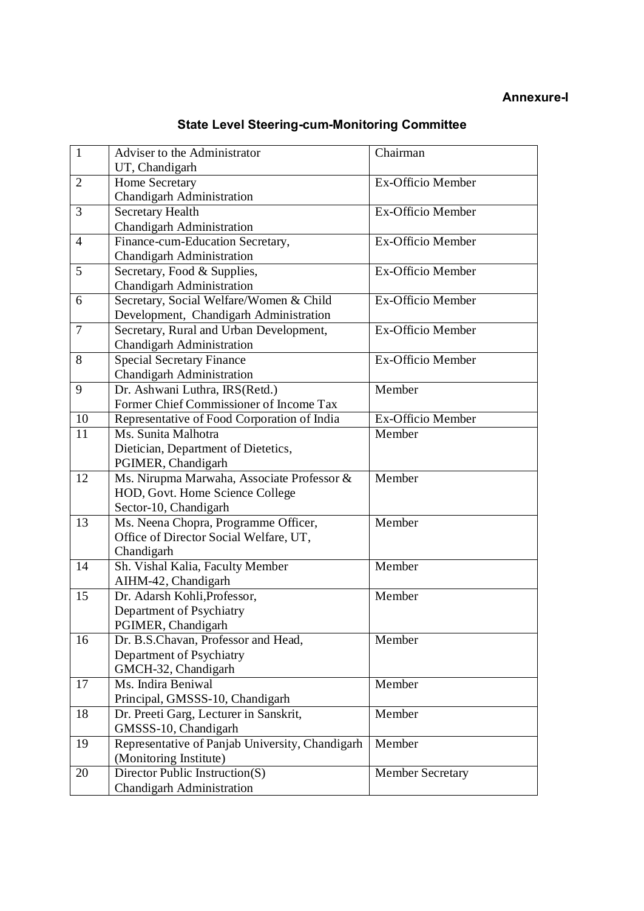**Annexure-I**

## State Level Steering-cum-Monitoring Committee

| | | |
|---|---|---|
| 1 | Adviser to the Administrator<br>UT, Chandigarh | Chairman |
| 2 | Home Secretary<br>Chandigarh Administration | Ex-Officio Member |
| 3 | Secretary Health<br>Chandigarh Administration | Ex-Officio Member |
| 4 | Finance-cum-Education Secretary,<br>Chandigarh Administration | Ex-Officio Member |
| 5 | Secretary, Food & Supplies,<br>Chandigarh Administration | Ex-Officio Member |
| 6 | Secretary, Social Welfare/Women & Child<br>Development, Chandigarh Administration | Ex-Officio Member |
| 7 | Secretary, Rural and Urban Development,<br>Chandigarh Administration | Ex-Officio Member |
| 8 | Special Secretary Finance<br>Chandigarh Administration | Ex-Officio Member |
| 9 | Dr. Ashwani Luthra, IRS(Retd.)<br>Former Chief Commissioner of Income Tax | Member |
| 10 | Representative of Food Corporation of India | Ex-Officio Member |
| 11 | Ms. Sunita Malhotra<br>Dietician, Department of Dietetics,<br>PGIMER, Chandigarh | Member |
| 12 | Ms. Nirupma Marwaha, Associate Professor &<br>HOD, Govt. Home Science College<br>Sector-10, Chandigarh | Member |
| 13 | Ms. Neena Chopra, Programme Officer,<br>Office of Director Social Welfare, UT,<br>Chandigarh | Member |
| 14 | Sh. Vishal Kalia, Faculty Member<br>AIHM-42, Chandigarh | Member |
| 15 | Dr. Adarsh Kohli,Professor,<br>Department of Psychiatry<br>PGIMER, Chandigarh | Member |
| 16 | Dr. B.S.Chavan, Professor and Head,<br>Department of Psychiatry<br>GMCH-32, Chandigarh | Member |
| 17 | Ms. Indira Beniwal<br>Principal, GMSSS-10, Chandigarh | Member |
| 18 | Dr. Preeti Garg, Lecturer in Sanskrit,<br>GMSSS-10, Chandigarh | Member |
| 19 | Representative of Panjab University, Chandigarh<br>(Monitoring Institute) | Member |
| 20 | Director Public Instruction(S)<br>Chandigarh Administration | Member Secretary |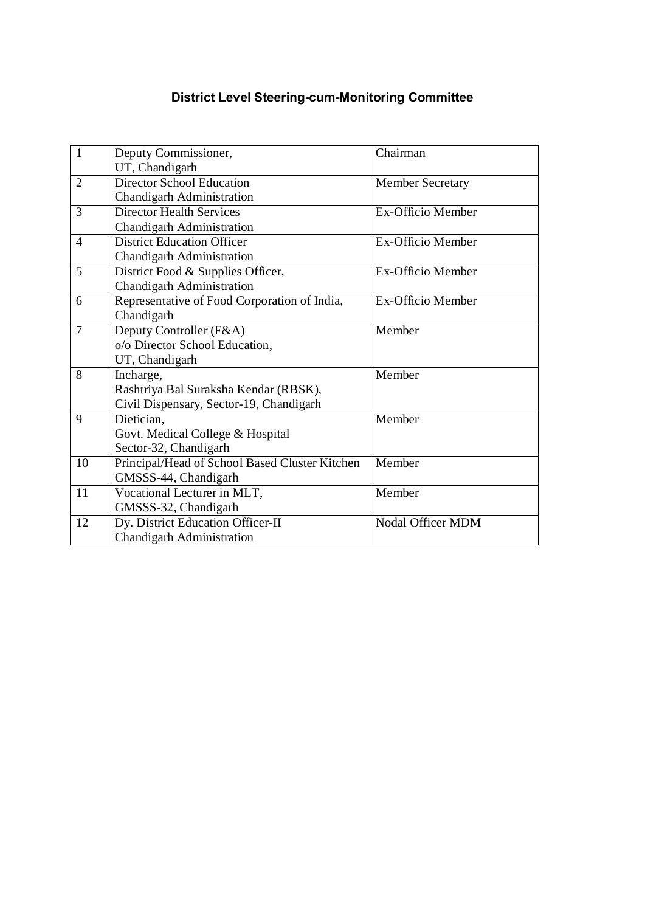## District Level Steering-cum-Monitoring Committee

| | | |
|---|---|---|
| 1 | Deputy Commissioner, UT, Chandigarh | Chairman |
| 2 | Director School Education Chandigarh Administration | Member Secretary |
| 3 | Director Health Services Chandigarh Administration | Ex-Officio Member |
| 4 | District Education Officer Chandigarh Administration | Ex-Officio Member |
| 5 | District Food & Supplies Officer, Chandigarh Administration | Ex-Officio Member |
| 6 | Representative of Food Corporation of India, Chandigarh | Ex-Officio Member |
| 7 | Deputy Controller (F&A) o/o Director School Education, UT, Chandigarh | Member |
| 8 | Incharge, Rashtriya Bal Suraksha Kendar (RBSK), Civil Dispensary, Sector-19, Chandigarh | Member |
| 9 | Dietician, Govt. Medical College & Hospital Sector-32, Chandigarh | Member |
| 10 | Principal/Head of School Based Cluster Kitchen GMSSS-44, Chandigarh | Member |
| 11 | Vocational Lecturer in MLT, GMSSS-32, Chandigarh | Member |
| 12 | Dy. District Education Officer-II Chandigarh Administration | Nodal Officer MDM |